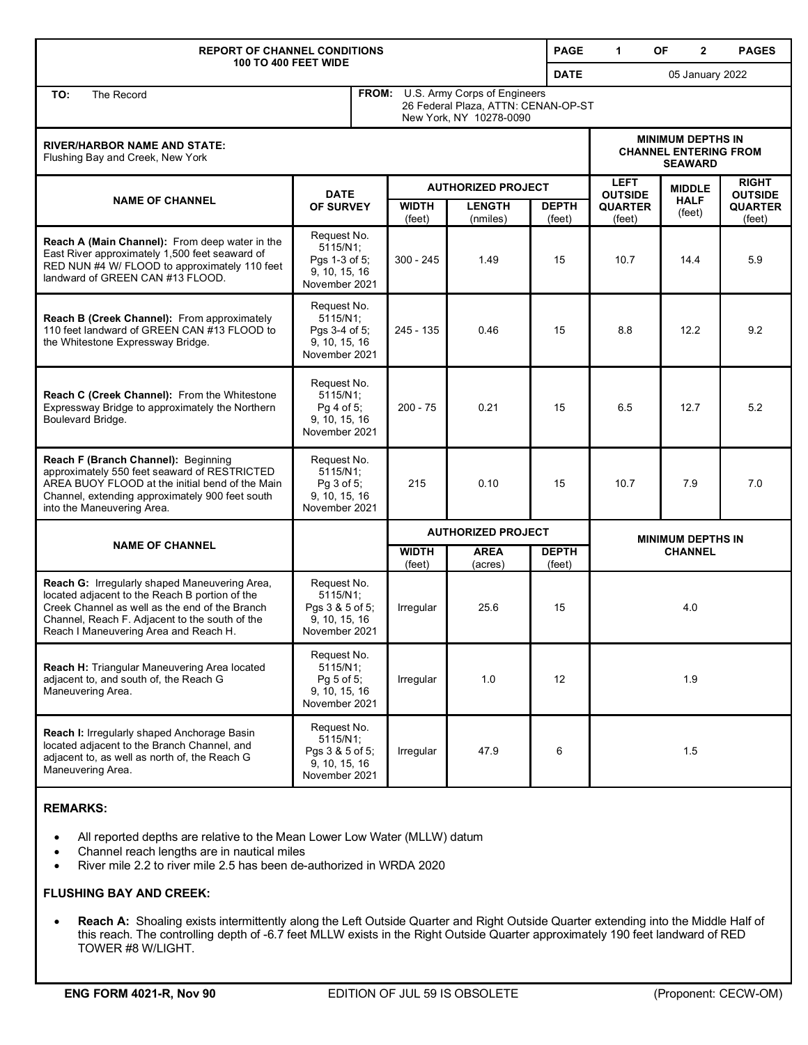# REPORT OF CHANNEL CONDITIONS 100 TO 400 FEET WIDE

**DATE:** 05 January 2022

**TO:** The Record

**FROM:** U.S. Army Corps of Engineers
26 Federal Plaza, ATTN: CENAN-OP-ST
New York, NY 10278-0090

**RIVER/HARBOR NAME AND STATE:**
Flushing Bay and Creek, New York

| NAME OF CHANNEL | DATE OF SURVEY | AUTHORIZED PROJECT | | | MINIMUM DEPTHS IN CHANNEL ENTERING FROM SEAWARD | | |
|---|---|---|---|---|---|---|---|
| | | WIDTH (feet) | LENGTH (nmiles) | DEPTH (feet) | LEFT OUTSIDE QUARTER (feet) | MIDDLE HALF (feet) | RIGHT OUTSIDE QUARTER (feet) |
| **Reach A (Main Channel):** From deep water in the East River approximately 1,500 feet seaward of RED NUN #4 W/ FLOOD to approximately 110 feet landward of GREEN CAN #13 FLOOD. | Request No. 5115/N1; Pgs 1-3 of 5; 9, 10, 15, 16 November 2021 | 300 - 245 | 1.49 | 15 | 10.7 | 14.4 | 5.9 |
| **Reach B (Creek Channel):** From approximately 110 feet landward of GREEN CAN #13 FLOOD to the Whitestone Expressway Bridge. | Request No. 5115/N1; Pgs 3-4 of 5; 9, 10, 15, 16 November 2021 | 245 - 135 | 0.46 | 15 | 8.8 | 12.2 | 9.2 |
| **Reach C (Creek Channel):** From the Whitestone Expressway Bridge to approximately the Northern Boulevard Bridge. | Request No. 5115/N1; Pg 4 of 5; 9, 10, 15, 16 November 2021 | 200 - 75 | 0.21 | 15 | 6.5 | 12.7 | 5.2 |
| **Reach F (Branch Channel):** Beginning approximately 550 feet seaward of RESTRICTED AREA BUOY FLOOD at the initial bend of the Main Channel, extending approximately 900 feet south into the Maneuvering Area. | Request No. 5115/N1; Pg 3 of 5; 9, 10, 15, 16 November 2021 | 215 | 0.10 | 15 | 10.7 | 7.9 | 7.0 |

| NAME OF CHANNEL | | AUTHORIZED PROJECT | | | MINIMUM DEPTHS IN CHANNEL |
|---|---|---|---|---|---|
| | | WIDTH (feet) | AREA (acres) | DEPTH (feet) | |
| **Reach G:** Irregularly shaped Maneuvering Area, located adjacent to the Reach B portion of the Creek Channel as well as the end of the Branch Channel, Reach F. Adjacent to the south of the Reach I Maneuvering Area and Reach H. | Request No. 5115/N1; Pgs 3 & 5 of 5; 9, 10, 15, 16 November 2021 | Irregular | 25.6 | 15 | 4.0 |
| **Reach H:** Triangular Maneuvering Area located adjacent to, and south of, the Reach G Maneuvering Area. | Request No. 5115/N1; Pg 5 of 5; 9, 10, 15, 16 November 2021 | Irregular | 1.0 | 12 | 1.9 |
| **Reach I:** Irregularly shaped Anchorage Basin located adjacent to the Branch Channel, and adjacent to, as well as north of, the Reach G Maneuvering Area. | Request No. 5115/N1; Pgs 3 & 5 of 5; 9, 10, 15, 16 November 2021 | Irregular | 47.9 | 6 | 1.5 |

**REMARKS:**

- All reported depths are relative to the Mean Lower Low Water (MLLW) datum
- Channel reach lengths are in nautical miles
- River mile 2.2 to river mile 2.5 has been de-authorized in WRDA 2020

**FLUSHING BAY AND CREEK:**

- **Reach A:** Shoaling exists intermittently along the Left Outside Quarter and Right Outside Quarter extending into the Middle Half of this reach. The controlling depth of -6.7 feet MLLW exists in the Right Outside Quarter approximately 190 feet landward of RED TOWER #8 W/LIGHT.

ENG FORM 4021-R, Nov 90 — EDITION OF JUL 59 IS OBSOLETE — (Proponent: CECW-OM)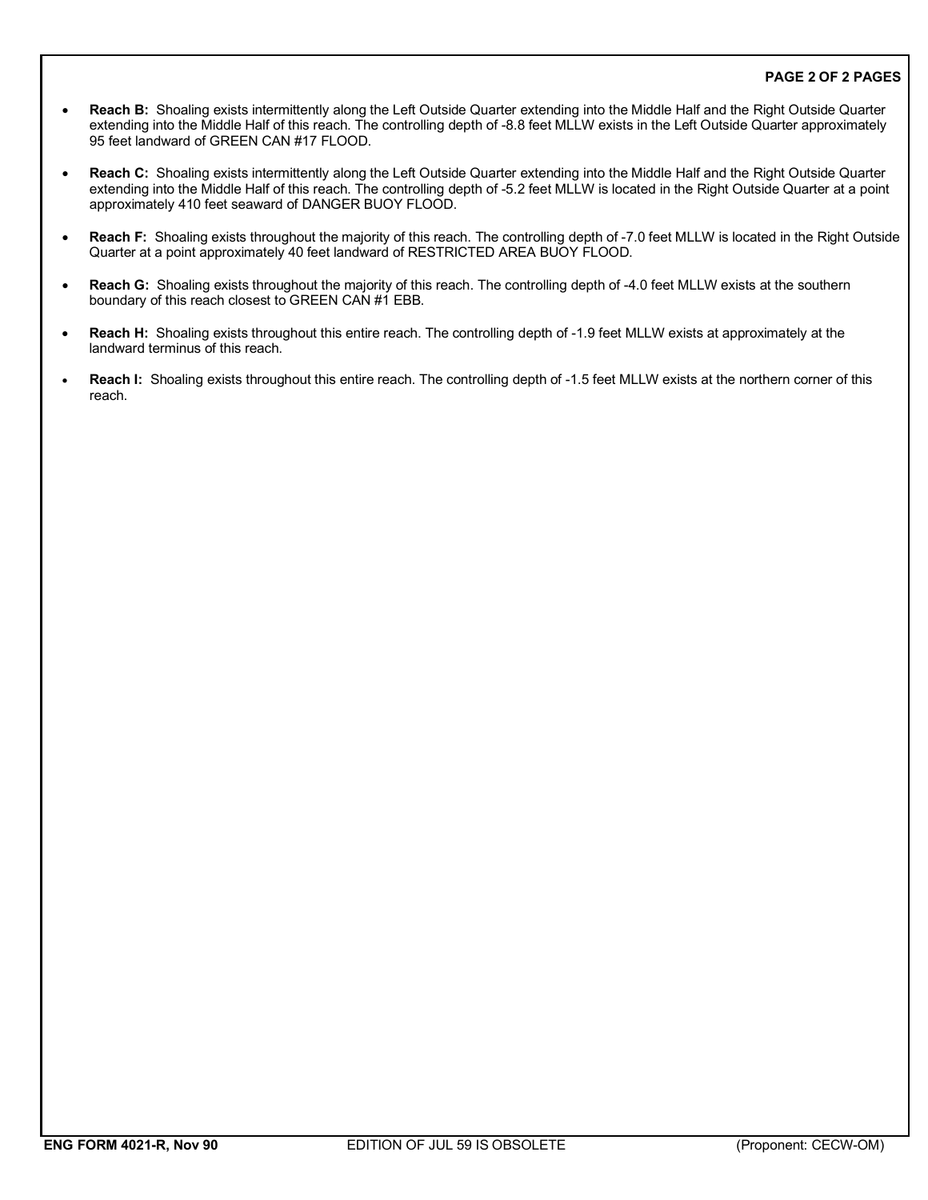- **Reach B:** Shoaling exists intermittently along the Left Outside Quarter extending into the Middle Half and the Right Outside Quarter extending into the Middle Half of this reach. The controlling depth of -8.8 feet MLLW exists in the Left Outside Quarter approximately 95 feet landward of GREEN CAN #17 FLOOD.

- **Reach C:** Shoaling exists intermittently along the Left Outside Quarter extending into the Middle Half and the Right Outside Quarter extending into the Middle Half of this reach. The controlling depth of -5.2 feet MLLW is located in the Right Outside Quarter at a point approximately 410 feet seaward of DANGER BUOY FLOOD.

- **Reach F:** Shoaling exists throughout the majority of this reach. The controlling depth of -7.0 feet MLLW is located in the Right Outside Quarter at a point approximately 40 feet landward of RESTRICTED AREA BUOY FLOOD.

- **Reach G:** Shoaling exists throughout the majority of this reach. The controlling depth of -4.0 feet MLLW exists at the southern boundary of this reach closest to GREEN CAN #1 EBB.

- **Reach H:** Shoaling exists throughout this entire reach. The controlling depth of -1.9 feet MLLW exists at approximately at the landward terminus of this reach.

- **Reach I:** Shoaling exists throughout this entire reach. The controlling depth of -1.5 feet MLLW exists at the northern corner of this reach.

**ENG FORM 4021-R, Nov 90** EDITION OF JUL 59 IS OBSOLETE (Proponent: CECW-OM)